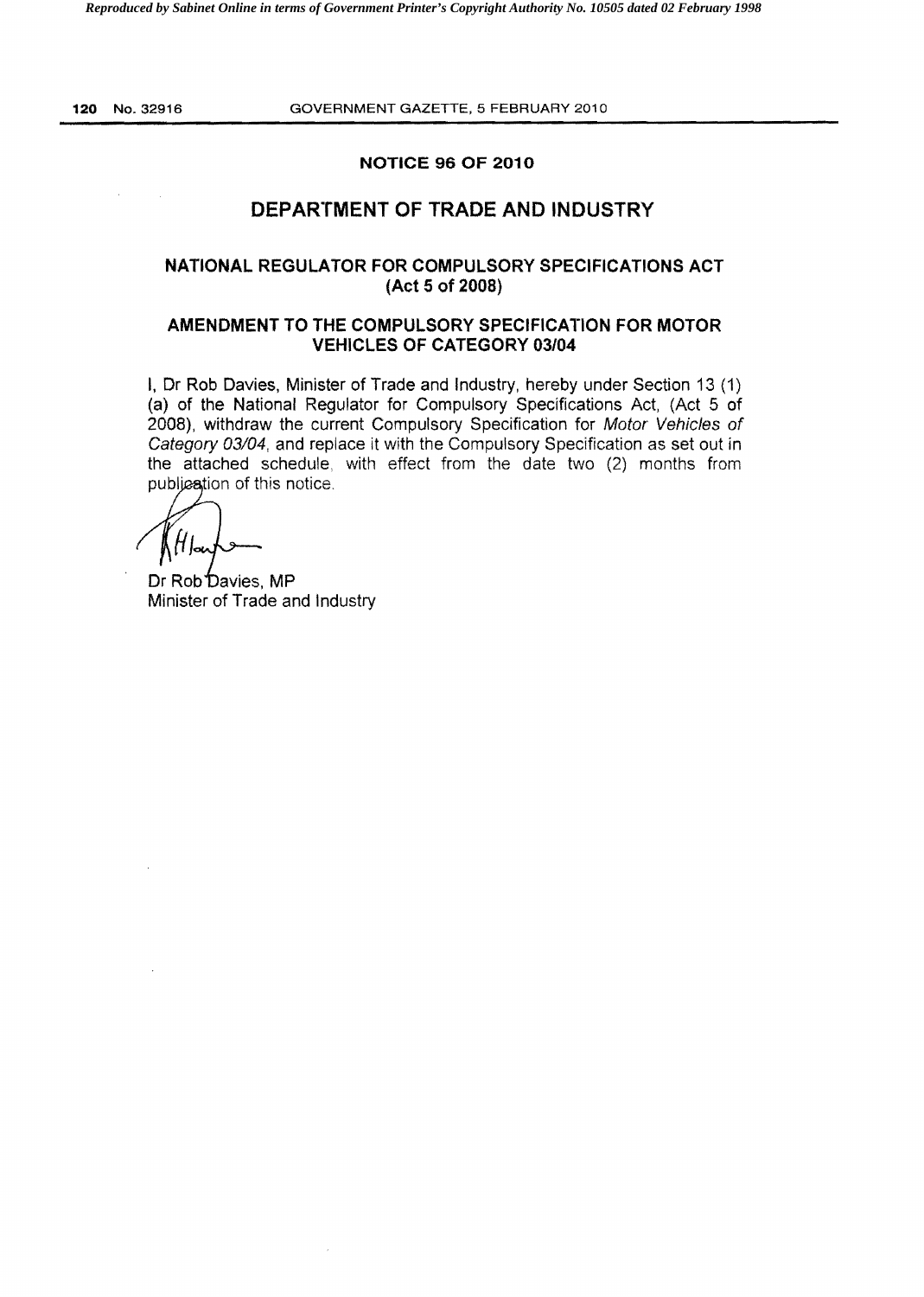## NOTICE 96 OF 2010

## DEPARTMENT OF TRADE AND INDUSTRY

### NATIONAL REGULATOR FOR COMPULSORY SPECIFICATIONS ACT (Act 5 of 2008)

### AMENDMENT TO THE COMPULSORY SPECIFICATION FOR MOTOR VEHICLES OF CATEGORY 03/04

I, Dr Rob Davies, Minister of Trade and Industry, hereby under Section 13 (1) (a) of the National Regulator for Compulsory Specifications Act, (Act 5 of 2008), withdraw the current Compulsory Specification for *Motor Vehicles of Category 03/04*, and replace it with the Compulsory Specification as set out in the attached schedule, with effect from the date two (2) months from publication of this notice.

Dr Rob Davies, MP
Minister of Trade and Industry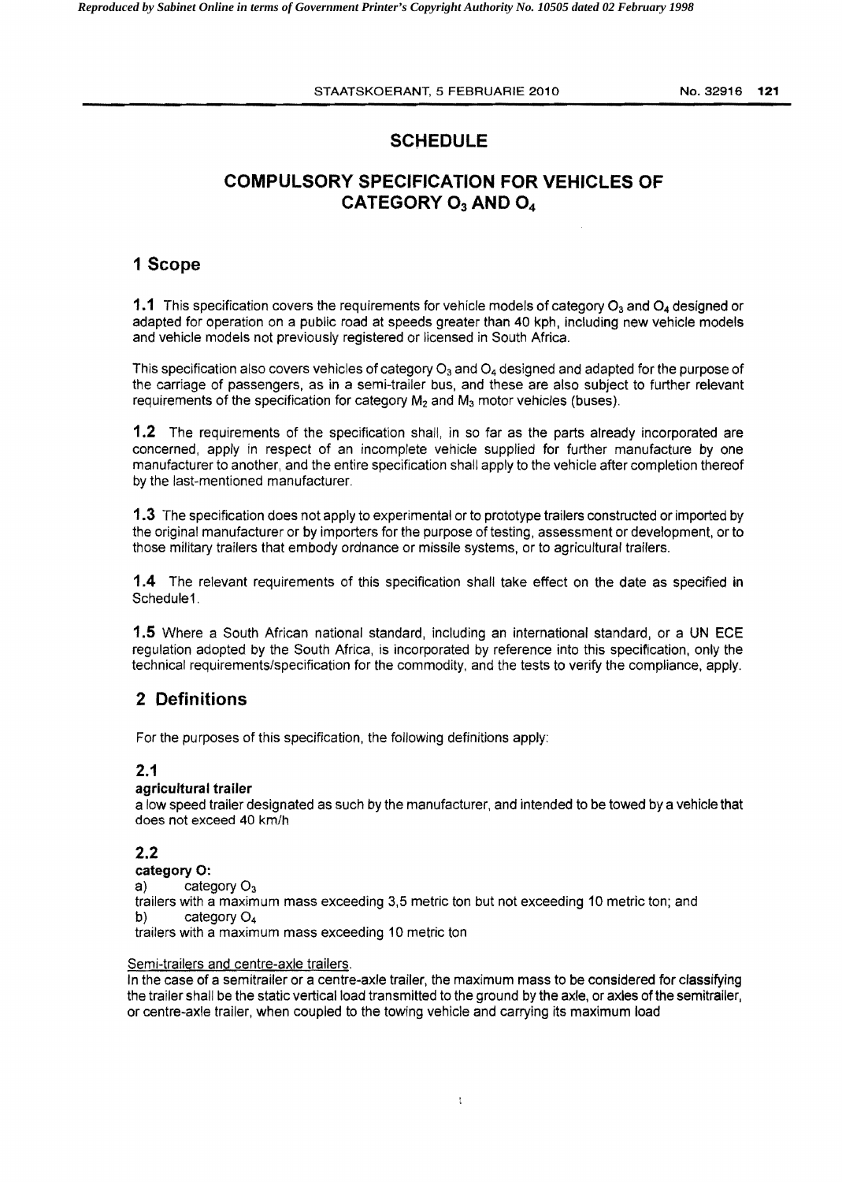# SCHEDULE

## COMPULSORY SPECIFICATION FOR VEHICLES OF CATEGORY $O_3$ AND $O_4$

## 1 Scope

**1.1** This specification covers the requirements for vehicle models of category $O_3$ and $O_4$ designed or adapted for operation on a public road at speeds greater than 40 kph, including new vehicle models and vehicle models not previously registered or licensed in South Africa.

This specification also covers vehicles of category $O_3$ and $O_4$ designed and adapted for the purpose of the carriage of passengers, as in a semi-trailer bus, and these are also subject to further relevant requirements of the specification for category $M_2$ and $M_3$ motor vehicles (buses).

**1.2** The requirements of the specification shall, in so far as the parts already incorporated are concerned, apply in respect of an incomplete vehicle supplied for further manufacture by one manufacturer to another, and the entire specification shall apply to the vehicle after completion thereof by the last-mentioned manufacturer.

**1.3** The specification does not apply to experimental or to prototype trailers constructed or imported by the original manufacturer or by importers for the purpose of testing, assessment or development, or to those military trailers that embody ordnance or missile systems, or to agricultural trailers.

**1.4** The relevant requirements of this specification shall take effect on the date as specified in Schedule1.

**1.5** Where a South African national standard, including an international standard, or a UN ECE regulation adopted by the South Africa, is incorporated by reference into this specification, only the technical requirements/specification for the commodity, and the tests to verify the compliance, apply.

## 2 Definitions

For the purposes of this specification, the following definitions apply:

### 2.1

**agricultural trailer**

a low speed trailer designated as such by the manufacturer, and intended to be towed by a vehicle that does not exceed 40 km/h

### 2.2

**category O:**

a) category $O_3$

trailers with a maximum mass exceeding 3,5 metric ton but not exceeding 10 metric ton; and

b) category $O_4$

trailers with a maximum mass exceeding 10 metric ton

Semi-trailers and centre-axle trailers.

In the case of a semitrailer or a centre-axle trailer, the maximum mass to be considered for classifying the trailer shall be the static vertical load transmitted to the ground by the axle, or axles of the semitrailer, or centre-axle trailer, when coupled to the towing vehicle and carrying its maximum load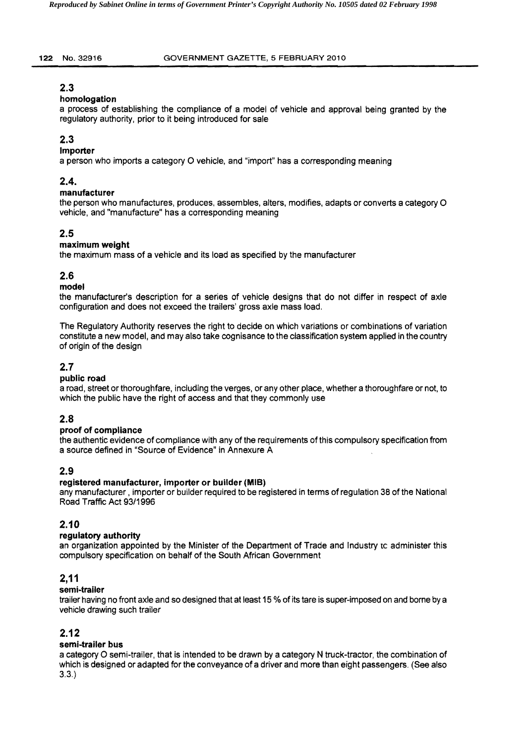**2.3**

**homologation**

a process of establishing the compliance of a model of vehicle and approval being granted by the regulatory authority, prior to it being introduced for sale

**2.3**

**Importer**

a person who imports a category O vehicle, and "import" has a corresponding meaning

**2.4.**

**manufacturer**

the person who manufactures, produces, assembles, alters, modifies, adapts or converts a category O vehicle, and "manufacture" has a corresponding meaning

**2.5**

**maximum weight**

the maximum mass of a vehicle and its load as specified by the manufacturer

**2.6**

**model**

the manufacturer's description for a series of vehicle designs that do not differ in respect of axle configuration and does not exceed the trailers' gross axle mass load.

The Regulatory Authority reserves the right to decide on which variations or combinations of variation constitute a new model, and may also take cognisance to the classification system applied in the country of origin of the design

**2.7**

**public road**

a road, street or thoroughfare, including the verges, or any other place, whether a thoroughfare or not, to which the public have the right of access and that they commonly use

**2.8**

**proof of compliance**

the authentic evidence of compliance with any of the requirements of this compulsory specification from a source defined in "Source of Evidence" in Annexure A

**2.9**

**registered manufacturer, importer or builder (MIB)**

any manufacturer, importer or builder required to be registered in terms of regulation 38 of the National Road Traffic Act 93/1996

**2.10**

**regulatory authority**

an organization appointed by the Minister of the Department of Trade and Industry tc administer this compulsory specification on behalf of the South African Government

**2,11**

**semi-trailer**

trailer having no front axle and so designed that at least 15 % of its tare is super-imposed on and borne by a vehicle drawing such trailer

**2.12**

**semi-trailer bus**

a category O semi-trailer, that is intended to be drawn by a category N truck-tractor, the combination of which is designed or adapted for the conveyance of a driver and more than eight passengers. (See also 3.3.)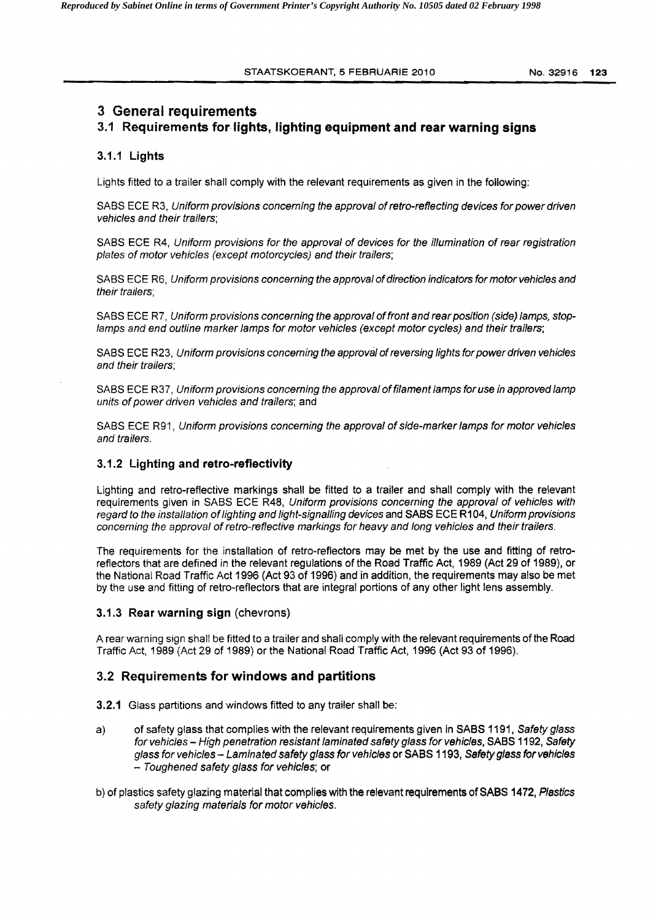# 3 General requirements

## 3.1 Requirements for lights, lighting equipment and rear warning signs

### 3.1.1 Lights

Lights fitted to a trailer shall comply with the relevant requirements as given in the following:

SABS ECE R3, *Uniform provisions concerning the approval of retro-reflecting devices for power driven vehicles and their trailers*;

SABS ECE R4, *Uniform provisions for the approval of devices for the illumination of rear registration plates of motor vehicles (except motorcycles) and their trailers*;

SABS ECE R6, *Uniform provisions concerning the approval of direction indicators for motor vehicles and their trailers*;

SABS ECE R7, *Uniform provisions concerning the approval of front and rear position (side) lamps, stop-lamps and end outline marker lamps for motor vehicles (except motor cycles) and their trailers*;

SABS ECE R23, *Uniform provisions concerning the approval of reversing lights for power driven vehicles and their trailers*;

SABS ECE R37, *Uniform provisions concerning the approval of filament lamps for use in approved lamp units of power driven vehicles and trailers*; and

SABS ECE R91, *Uniform provisions concerning the approval of side-marker lamps for motor vehicles and trailers*.

### 3.1.2 Lighting and retro-reflectivity

Lighting and retro-reflective markings shall be fitted to a trailer and shall comply with the relevant requirements given in SABS ECE R48, *Uniform provisions concerning the approval of vehicles with regard to the installation of lighting and light-signalling devices* and SABS ECE R104, *Uniform provisions concerning the approval of retro-reflective markings for heavy and long vehicles and their trailers*.

The requirements for the installation of retro-reflectors may be met by the use and fitting of retro-reflectors that are defined in the relevant regulations of the Road Traffic Act, 1989 (Act 29 of 1989), or the National Road Traffic Act 1996 (Act 93 of 1996) and in addition, the requirements may also be met by the use and fitting of retro-reflectors that are integral portions of any other light lens assembly.

### 3.1.3 Rear warning sign (chevrons)

A rear warning sign shall be fitted to a trailer and shall comply with the relevant requirements of the Road Traffic Act, 1989 (Act 29 of 1989) or the National Road Traffic Act, 1996 (Act 93 of 1996).

## 3.2 Requirements for windows and partitions

**3.2.1** Glass partitions and windows fitted to any trailer shall be:

a) of safety glass that complies with the relevant requirements given in SABS 1191, *Safety glass for vehicles – High penetration resistant laminated safety glass for vehicles*, SABS 1192, *Safety glass for vehicles – Laminated safety glass for vehicles* or SABS 1193, *Safety glass for vehicles – Toughened safety glass for vehicles*; or

b) of plastics safety glazing material that complies with the relevant requirements of SABS 1472, *Plastics safety glazing materials for motor vehicles*.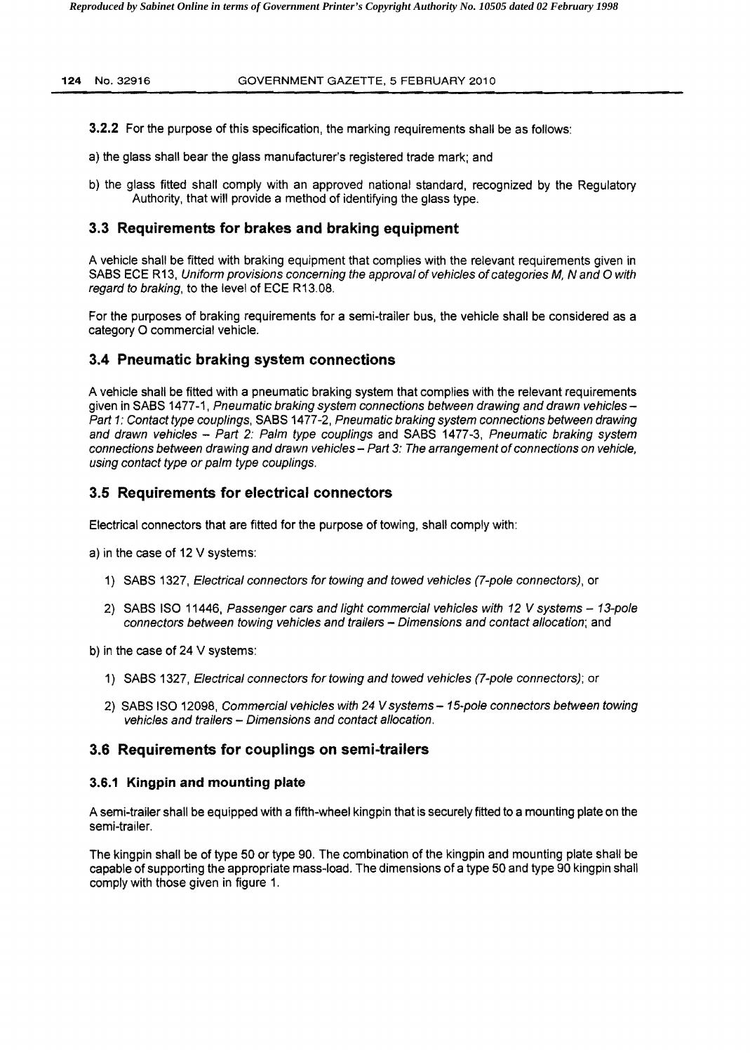**3.2.2** For the purpose of this specification, the marking requirements shall be as follows:

a) the glass shall bear the glass manufacturer's registered trade mark; and

b) the glass fitted shall comply with an approved national standard, recognized by the Regulatory Authority, that will provide a method of identifying the glass type.

## 3.3 Requirements for brakes and braking equipment

A vehicle shall be fitted with braking equipment that complies with the relevant requirements given in SABS ECE R13, *Uniform provisions concerning the approval of vehicles of categories M, N and O with regard to braking*, to the level of ECE R13.08.

For the purposes of braking requirements for a semi-trailer bus, the vehicle shall be considered as a category O commercial vehicle.

## 3.4 Pneumatic braking system connections

A vehicle shall be fitted with a pneumatic braking system that complies with the relevant requirements given in SABS 1477-1, *Pneumatic braking system connections between drawing and drawn vehicles – Part 1: Contact type couplings*, SABS 1477-2, *Pneumatic braking system connections between drawing and drawn vehicles – Part 2: Palm type couplings* and SABS 1477-3, *Pneumatic braking system connections between drawing and drawn vehicles – Part 3: The arrangement of connections on vehicle, using contact type or palm type couplings.*

## 3.5 Requirements for electrical connectors

Electrical connectors that are fitted for the purpose of towing, shall comply with:

a) in the case of 12 V systems:

1) SABS 1327, *Electrical connectors for towing and towed vehicles (7-pole connectors)*, or

2) SABS ISO 11446, *Passenger cars and light commercial vehicles with 12 V systems – 13-pole connectors between towing vehicles and trailers – Dimensions and contact allocation*; and

b) in the case of 24 V systems:

1) SABS 1327, *Electrical connectors for towing and towed vehicles (7-pole connectors)*; or

2) SABS ISO 12098, *Commercial vehicles with 24 V systems – 15-pole connectors between towing vehicles and trailers – Dimensions and contact allocation.*

## 3.6 Requirements for couplings on semi-trailers

### 3.6.1 Kingpin and mounting plate

A semi-trailer shall be equipped with a fifth-wheel kingpin that is securely fitted to a mounting plate on the semi-trailer.

The kingpin shall be of type 50 or type 90. The combination of the kingpin and mounting plate shall be capable of supporting the appropriate mass-load. The dimensions of a type 50 and type 90 kingpin shall comply with those given in figure 1.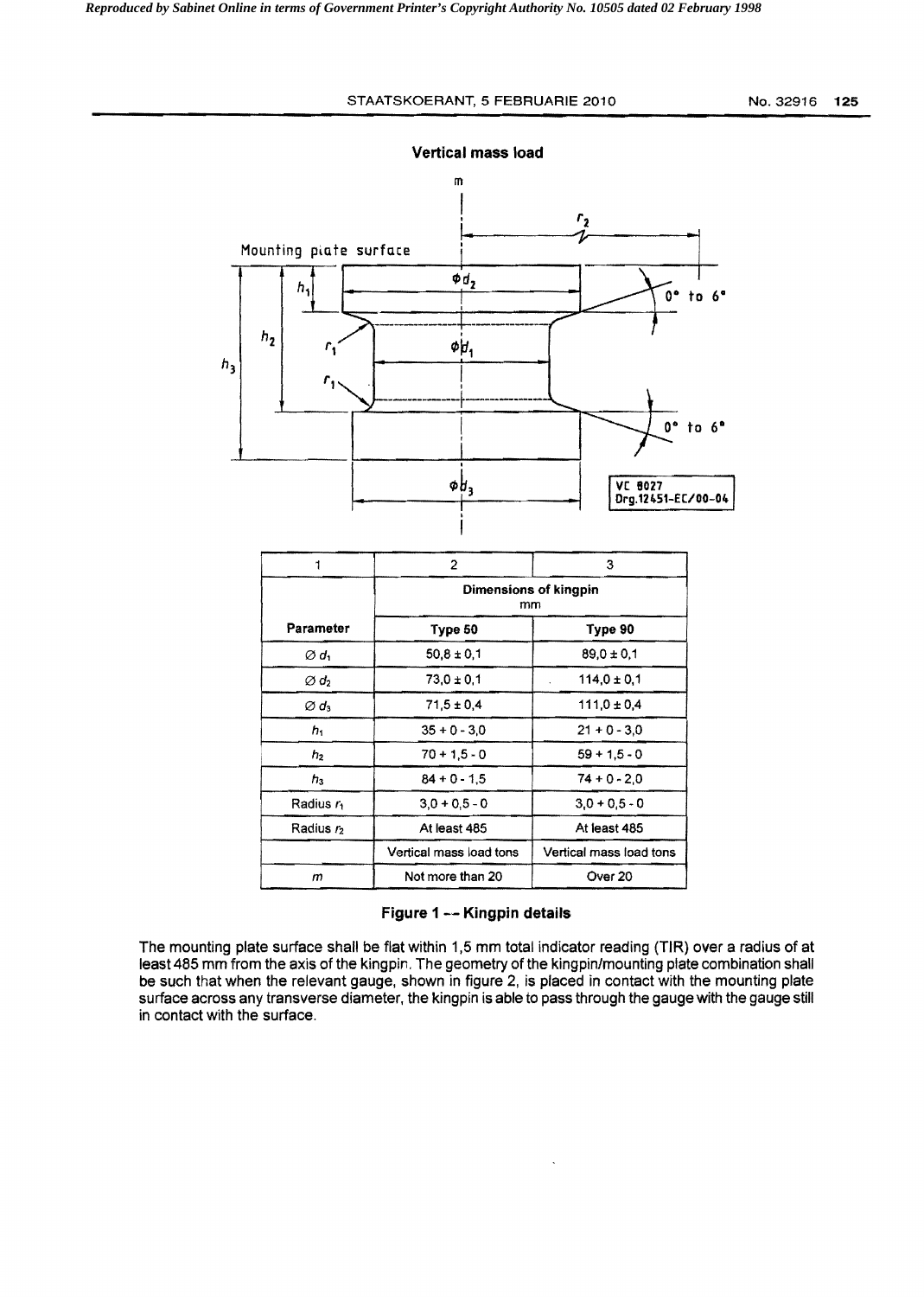**Vertical mass load**

| 1 | 2 | 3 |
|---|---|---|
| | Dimensions of kingpin mm | |
| Parameter | Type 50 | Type 90 |
| Ø $d_1$ | 50,8 ± 0,1 | 89,0 ± 0,1 |
| Ø $d_2$ | 73,0 ± 0,1 | 114,0 ± 0,1 |
| Ø $d_3$ | 71,5 ± 0,4 | 111,0 ± 0,4 |
| $h_1$ | 35 + 0 - 3,0 | 21 + 0 - 3,0 |
| $h_2$ | 70 + 1,5 - 0 | 59 + 1,5 - 0 |
| $h_3$ | 84 + 0 - 1,5 | 74 + 0 - 2,0 |
| Radius $r_1$ | 3,0 + 0,5 - 0 | 3,0 + 0,5 - 0 |
| Radius $r_2$ | At least 485 | At least 485 |
| | Vertical mass load tons | Vertical mass load tons |
| $m$ | Not more than 20 | Over 20 |

**Figure 1 — Kingpin details**

The mounting plate surface shall be flat within 1,5 mm total indicator reading (TIR) over a radius of at least 485 mm from the axis of the kingpin. The geometry of the kingpin/mounting plate combination shall be such that when the relevant gauge, shown in figure 2, is placed in contact with the mounting plate surface across any transverse diameter, the kingpin is able to pass through the gauge with the gauge still in contact with the surface.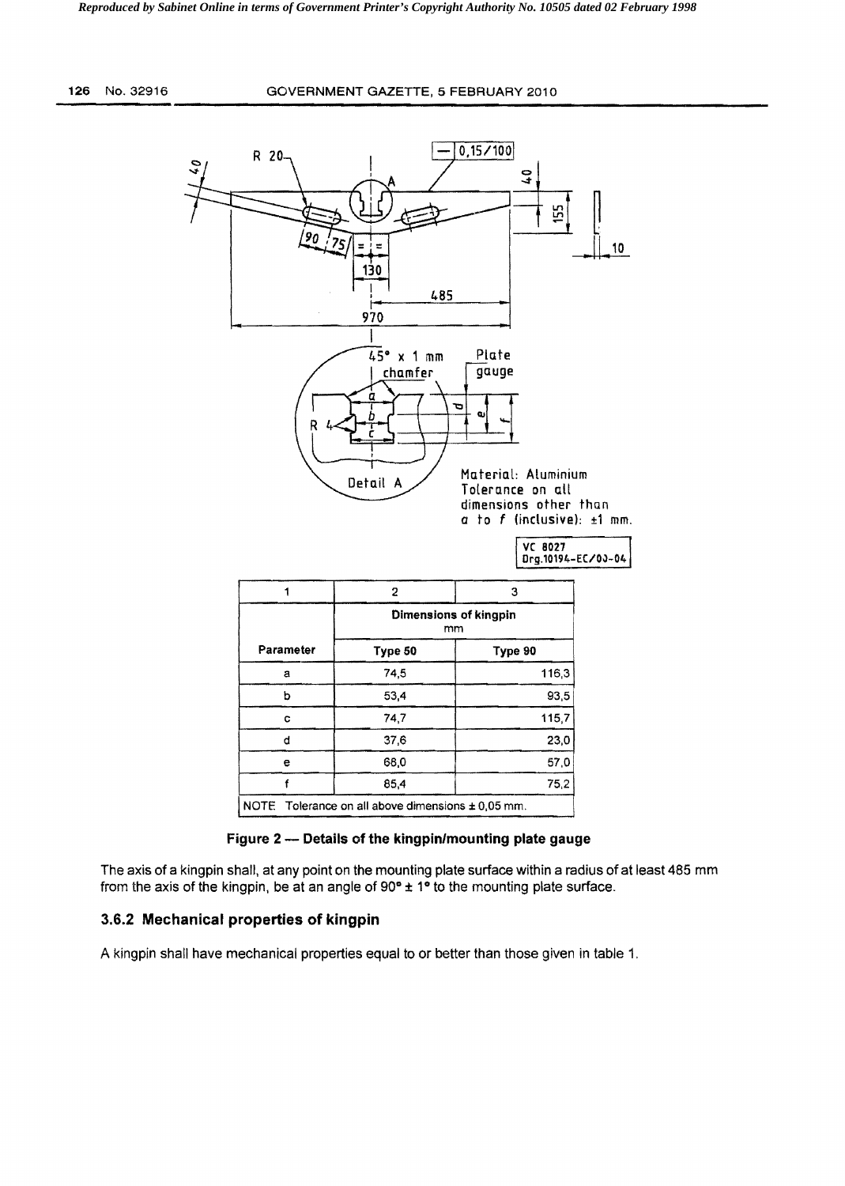R 20

0,15/100

40

40

A

155

90 75

10

130

485

970

45° x 1 mm chamfer

Plate gauge

R 4

a

b

c

d

e

f

Detail A

Material: Aluminium
Tolerance on all dimensions other than a to f (inclusive): ±1 mm.

VC 8027
Drg.10194-EC/00-04

| 1 | 2 | 3 |
|---|---|---|
| | Dimensions of kingpin mm | |
| Parameter | Type 50 | Type 90 |
| a | 74,5 | 116,3 |
| b | 53,4 | 93,5 |
| c | 74,7 | 115,7 |
| d | 37,6 | 23,0 |
| e | 68,0 | 57,0 |
| f | 85,4 | 75,2 |
| NOTE Tolerance on all above dimensions ± 0,05 mm. | | |

**Figure 2 — Details of the kingpin/mounting plate gauge**

The axis of a kingpin shall, at any point on the mounting plate surface within a radius of at least 485 mm from the axis of the kingpin, be at an angle of 90° ± 1° to the mounting plate surface.

### 3.6.2 Mechanical properties of kingpin

A kingpin shall have mechanical properties equal to or better than those given in table 1.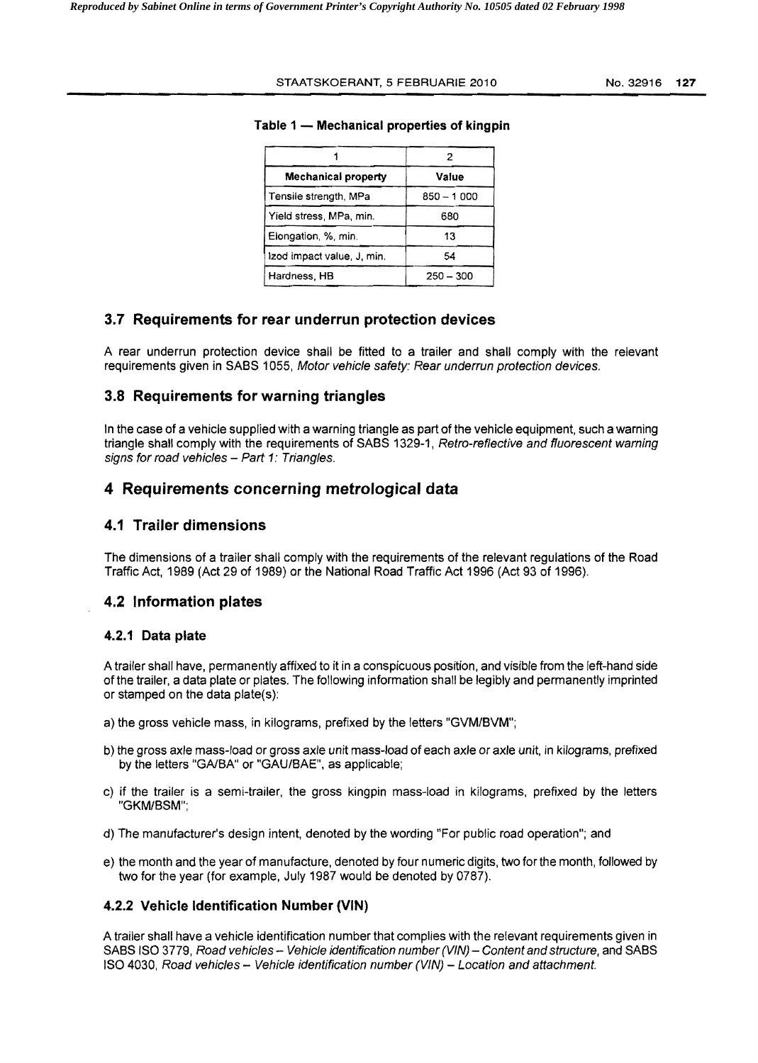**Table 1 — Mechanical properties of kingpin**

| 1 | 2 |
|---|---|
| **Mechanical property** | **Value** |
| Tensile strength, MPa | 850 – 1 000 |
| Yield stress, MPa, min. | 680 |
| Elongation, %, min. | 13 |
| Izod impact value, J, min. | 54 |
| Hardness, HB | 250 – 300 |

## 3.7 Requirements for rear underrun protection devices

A rear underrun protection device shall be fitted to a trailer and shall comply with the relevant requirements given in SABS 1055, *Motor vehicle safety: Rear underrun protection devices.*

## 3.8 Requirements for warning triangles

In the case of a vehicle supplied with a warning triangle as part of the vehicle equipment, such a warning triangle shall comply with the requirements of SABS 1329-1, *Retro-reflective and fluorescent warning signs for road vehicles – Part 1: Triangles.*

# 4 Requirements concerning metrological data

## 4.1 Trailer dimensions

The dimensions of a trailer shall comply with the requirements of the relevant regulations of the Road Traffic Act, 1989 (Act 29 of 1989) or the National Road Traffic Act 1996 (Act 93 of 1996).

## 4.2 Information plates

### 4.2.1 Data plate

A trailer shall have, permanently affixed to it in a conspicuous position, and visible from the left-hand side of the trailer, a data plate or plates. The following information shall be legibly and permanently imprinted or stamped on the data plate(s):

a) the gross vehicle mass, in kilograms, prefixed by the letters "GVM/BVM";

b) the gross axle mass-load or gross axle unit mass-load of each axle or axle unit, in kilograms, prefixed by the letters "GA/BA" or "GAU/BAE", as applicable;

c) if the trailer is a semi-trailer, the gross kingpin mass-load in kilograms, prefixed by the letters "GKM/BSM";

d) The manufacturer's design intent, denoted by the wording "For public road operation"; and

e) the month and the year of manufacture, denoted by four numeric digits, two for the month, followed by two for the year (for example, July 1987 would be denoted by 0787).

### 4.2.2 Vehicle Identification Number (VIN)

A trailer shall have a vehicle identification number that complies with the relevant requirements given in SABS ISO 3779, *Road vehicles – Vehicle identification number (VIN) – Content and structure*, and SABS ISO 4030, *Road vehicles – Vehicle identification number (VIN) – Location and attachment.*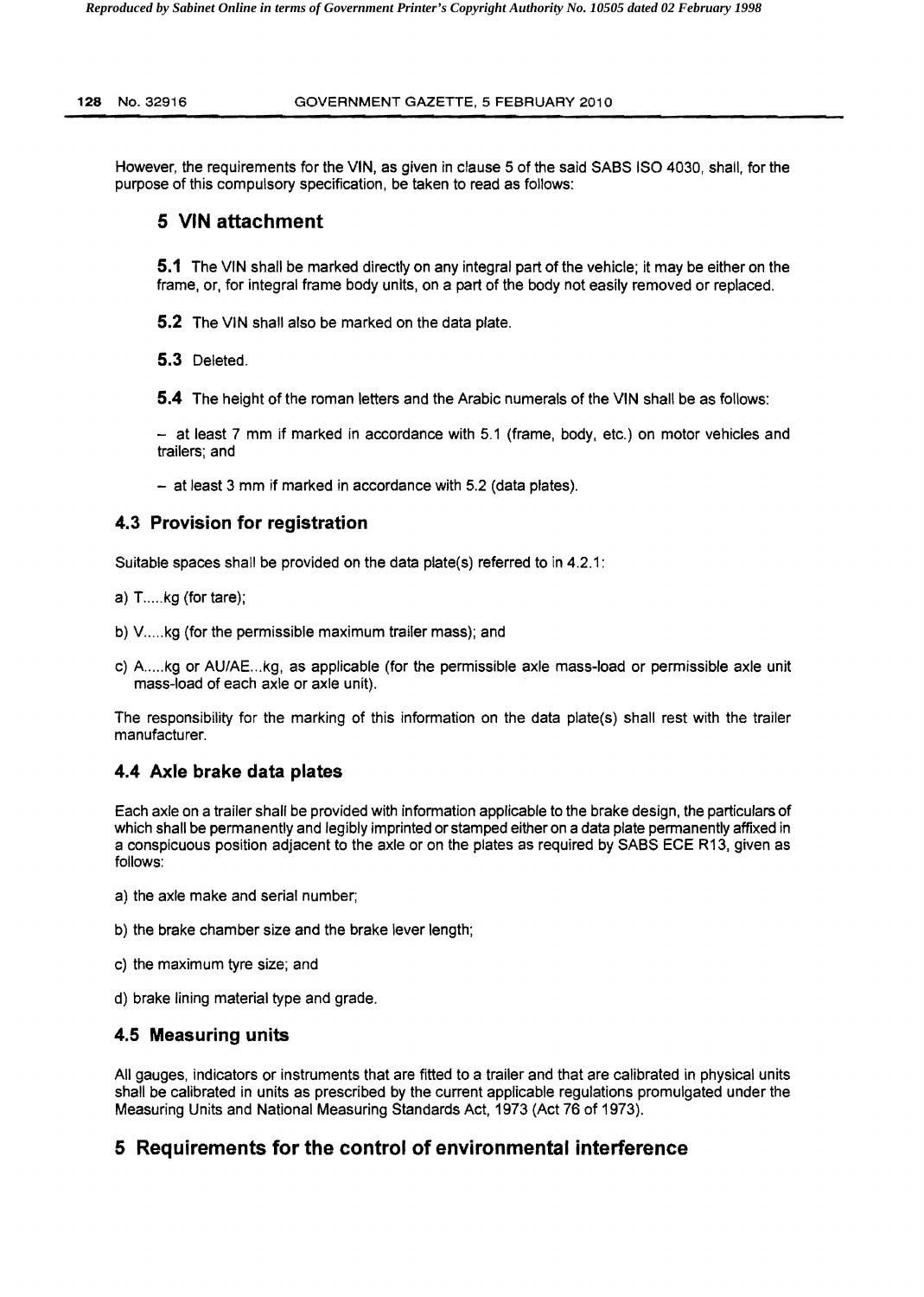However, the requirements for the VIN, as given in clause 5 of the said SABS ISO 4030, shall, for the purpose of this compulsory specification, be taken to read as follows:

## 5 VIN attachment

**5.1** The VIN shall be marked directly on any integral part of the vehicle; it may be either on the frame, or, for integral frame body units, on a part of the body not easily removed or replaced.

**5.2** The VIN shall also be marked on the data plate.

**5.3** Deleted.

**5.4** The height of the roman letters and the Arabic numerals of the VIN shall be as follows:

– at least 7 mm if marked in accordance with 5.1 (frame, body, etc.) on motor vehicles and trailers; and

– at least 3 mm if marked in accordance with 5.2 (data plates).

### 4.3 Provision for registration

Suitable spaces shall be provided on the data plate(s) referred to in 4.2.1:

a) T.....kg (for tare);

b) V.....kg (for the permissible maximum trailer mass); and

c) A.....kg or AU/AE...kg, as applicable (for the permissible axle mass-load or permissible axle unit mass-load of each axle or axle unit).

The responsibility for the marking of this information on the data plate(s) shall rest with the trailer manufacturer.

### 4.4 Axle brake data plates

Each axle on a trailer shall be provided with information applicable to the brake design, the particulars of which shall be permanently and legibly imprinted or stamped either on a data plate permanently affixed in a conspicuous position adjacent to the axle or on the plates as required by SABS ECE R13, given as follows:

a) the axle make and serial number;

b) the brake chamber size and the brake lever length;

c) the maximum tyre size; and

d) brake lining material type and grade.

### 4.5 Measuring units

All gauges, indicators or instruments that are fitted to a trailer and that are calibrated in physical units shall be calibrated in units as prescribed by the current applicable regulations promulgated under the Measuring Units and National Measuring Standards Act, 1973 (Act 76 of 1973).

## 5 Requirements for the control of environmental interference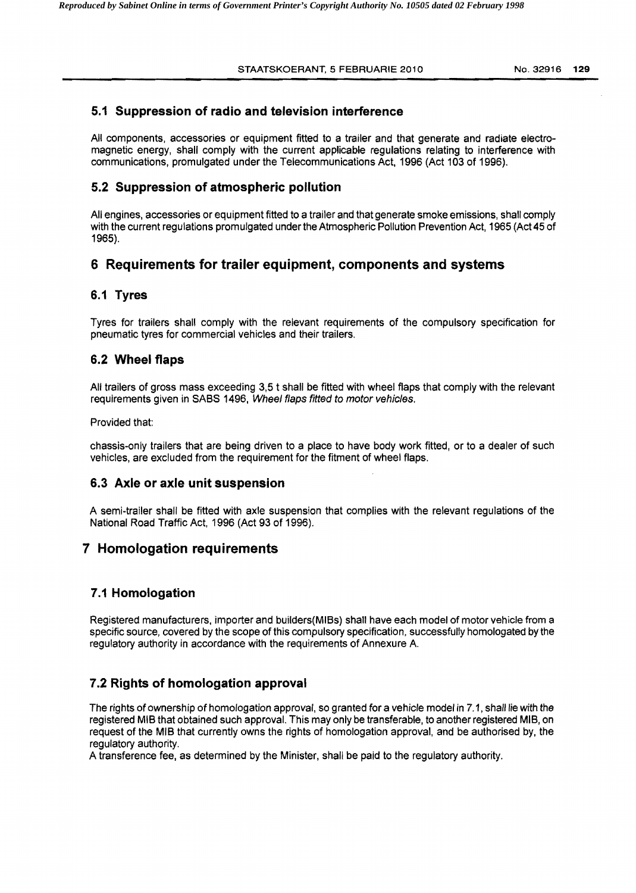## 5.1 Suppression of radio and television interference

All components, accessories or equipment fitted to a trailer and that generate and radiate electro-magnetic energy, shall comply with the current applicable regulations relating to interference with communications, promulgated under the Telecommunications Act, 1996 (Act 103 of 1996).

## 5.2 Suppression of atmospheric pollution

All engines, accessories or equipment fitted to a trailer and that generate smoke emissions, shall comply with the current regulations promulgated under the Atmospheric Pollution Prevention Act, 1965 (Act 45 of 1965).

# 6 Requirements for trailer equipment, components and systems

## 6.1 Tyres

Tyres for trailers shall comply with the relevant requirements of the compulsory specification for pneumatic tyres for commercial vehicles and their trailers.

## 6.2 Wheel flaps

All trailers of gross mass exceeding 3,5 t shall be fitted with wheel flaps that comply with the relevant requirements given in SABS 1496, *Wheel flaps fitted to motor vehicles.*

Provided that:

chassis-only trailers that are being driven to a place to have body work fitted, or to a dealer of such vehicles, are excluded from the requirement for the fitment of wheel flaps.

## 6.3 Axle or axle unit suspension

A semi-trailer shall be fitted with axle suspension that complies with the relevant regulations of the National Road Traffic Act, 1996 (Act 93 of 1996).

# 7 Homologation requirements

## 7.1 Homologation

Registered manufacturers, importer and builders(MIBs) shall have each model of motor vehicle from a specific source, covered by the scope of this compulsory specification, successfully homologated by the regulatory authority in accordance with the requirements of Annexure A.

## 7.2 Rights of homologation approval

The rights of ownership of homologation approval, so granted for a vehicle model in 7.1, shall lie with the registered MIB that obtained such approval. This may only be transferable, to another registered MIB, on request of the MIB that currently owns the rights of homologation approval, and be authorised by, the regulatory authority.

A transference fee, as determined by the Minister, shall be paid to the regulatory authority.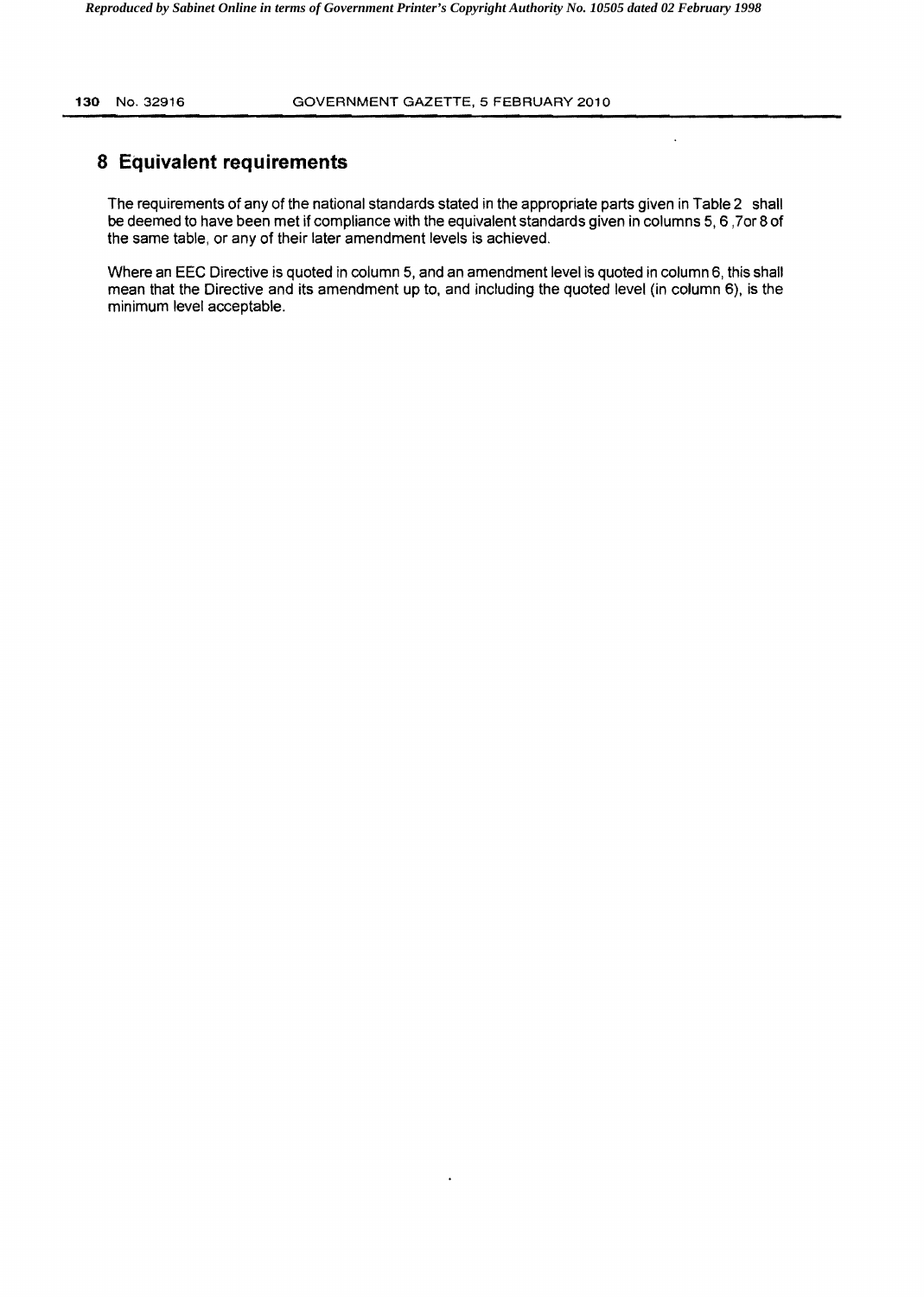## 8 Equivalent requirements

The requirements of any of the national standards stated in the appropriate parts given in Table 2 shall be deemed to have been met if compliance with the equivalent standards given in columns 5, 6 ,7or 8 of the same table, or any of their later amendment levels is achieved.

Where an EEC Directive is quoted in column 5, and an amendment level is quoted in column 6, this shall mean that the Directive and its amendment up to, and including the quoted level (in column 6), is the minimum level acceptable.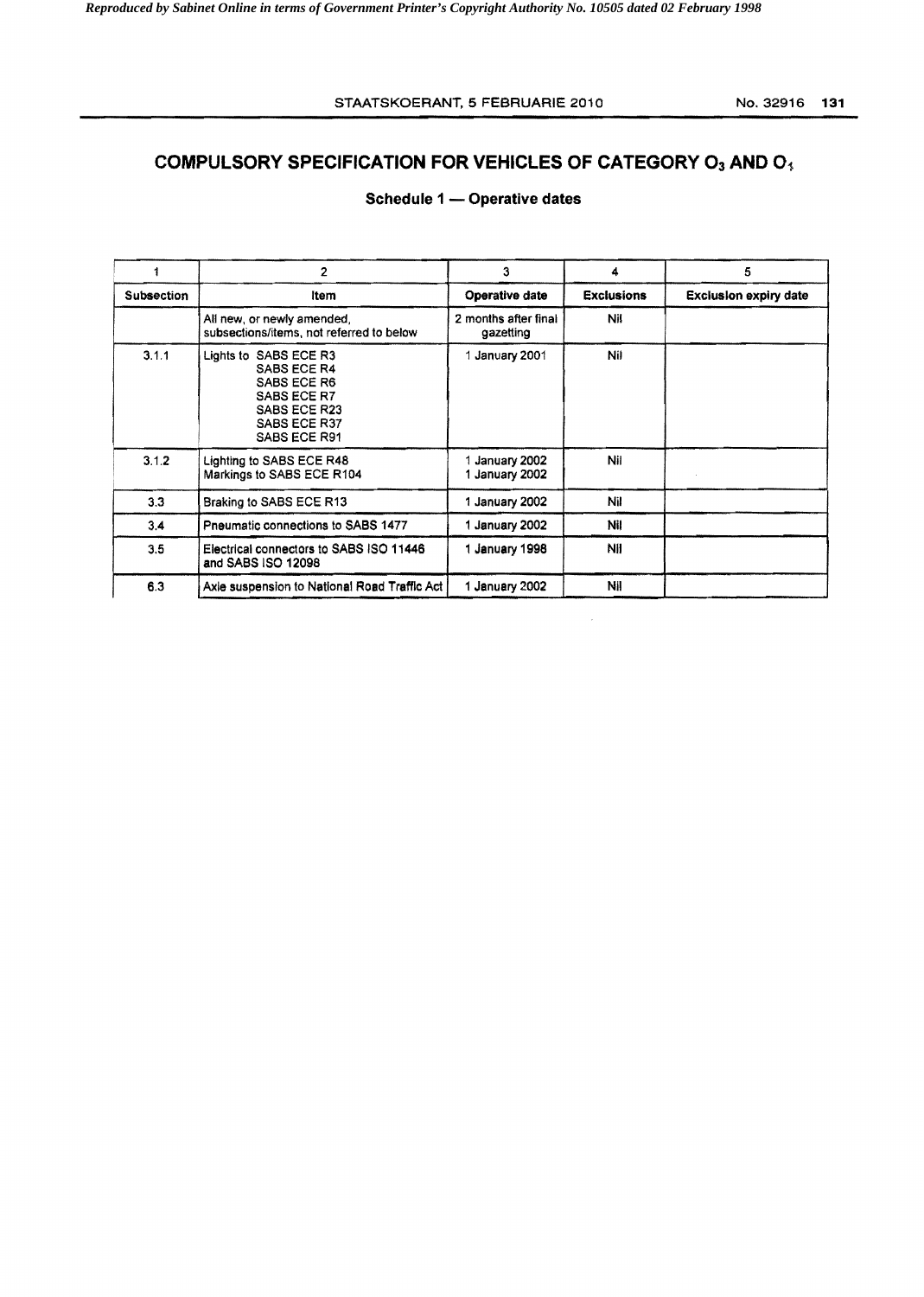## COMPULSORY SPECIFICATION FOR VEHICLES OF CATEGORY $O_3$ AND $O_4$

### Schedule 1 — Operative dates

| 1 | 2 | 3 | 4 | 5 |
|---|---|---|---|---|
| **Subsection** | **Item** | **Operative date** | **Exclusions** | **Exclusion expiry date** |
| | All new, or newly amended, subsections/items, not referred to below | 2 months after final gazetting | Nil | |
| 3.1.1 | Lights to SABS ECE R3<br>SABS ECE R4<br>SABS ECE R6<br>SABS ECE R7<br>SABS ECE R23<br>SABS ECE R37<br>SABS ECE R91 | 1 January 2001 | Nil | |
| 3.1.2 | Lighting to SABS ECE R48<br>Markings to SABS ECE R104 | 1 January 2002<br>1 January 2002 | Nil | |
| 3.3 | Braking to SABS ECE R13 | 1 January 2002 | Nil | |
| 3.4 | Pneumatic connections to SABS 1477 | 1 January 2002 | Nil | |
| 3.5 | Electrical connectors to SABS ISO 11446 and SABS ISO 12098 | 1 January 1998 | Nil | |
| 6.3 | Axle suspension to National Road Traffic Act | 1 January 2002 | Nil | |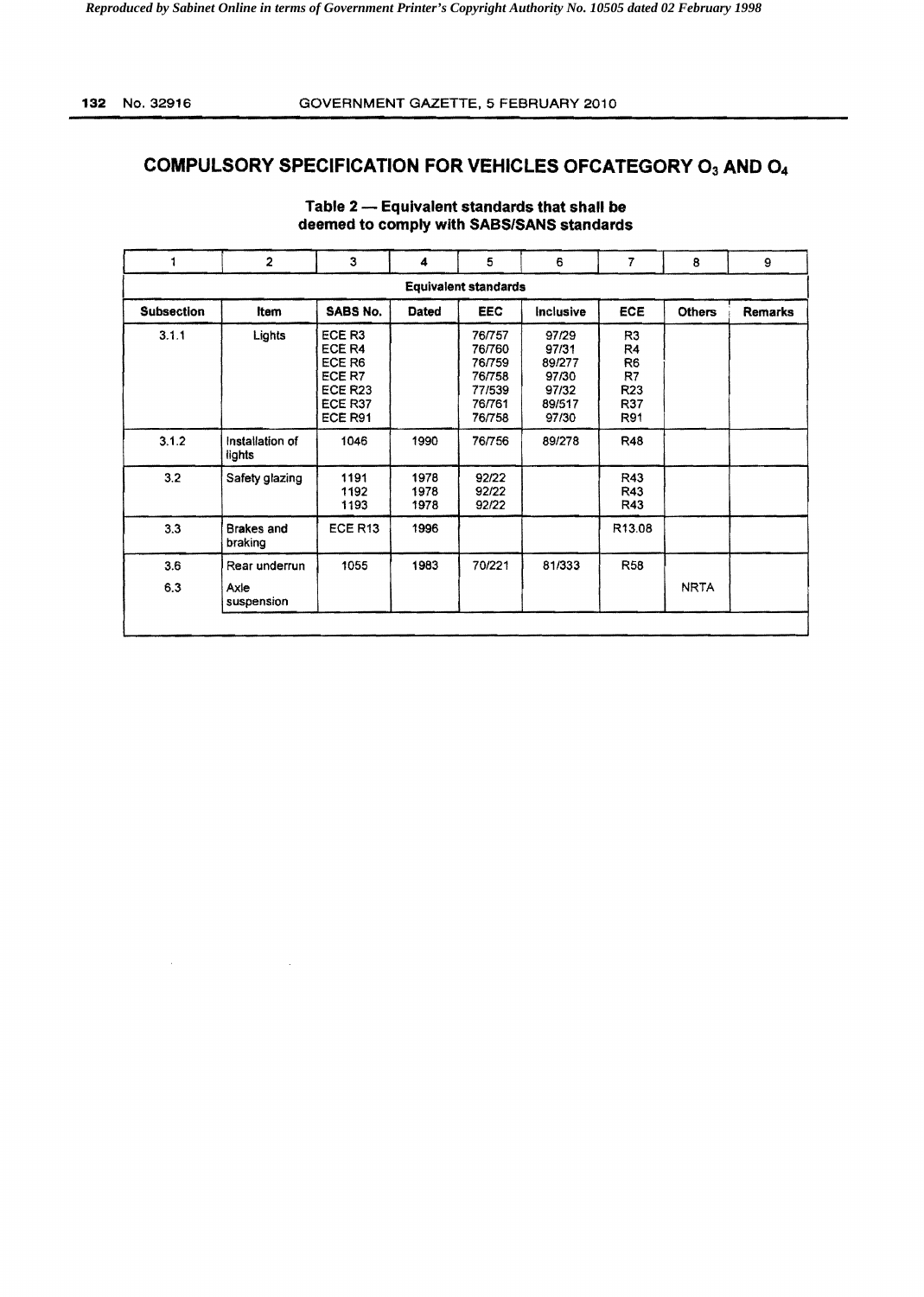## COMPULSORY SPECIFICATION FOR VEHICLES OFCATEGORY $O_3$ AND $O_4$

### Table 2 — Equivalent standards that shall be deemed to comply with SABS/SANS standards

| 1 | 2 | 3 | 4 | 5 | 6 | 7 | 8 | 9 |
|---|---|---|---|---|---|---|---|---|
| Equivalent standards | | | | | | | | |
| **Subsection** | **Item** | **SABS No.** | **Dated** | **EEC** | **Inclusive** | **ECE** | **Others** | **Remarks** |
| 3.1.1 | Lights | ECE R3<br>ECE R4<br>ECE R6<br>ECE R7<br>ECE R23<br>ECE R37<br>ECE R91 | | 76/757<br>76/760<br>76/759<br>76/758<br>77/539<br>76/761<br>76/758 | 97/29<br>97/31<br>89/277<br>97/30<br>97/32<br>89/517<br>97/30 | R3<br>R4<br>R6<br>R7<br>R23<br>R37<br>R91 | | |
| 3.1.2 | Installation of lights | 1046 | 1990 | 76/756 | 89/278 | R48 | | |
| 3.2 | Safety glazing | 1191<br>1192<br>1193 | 1978<br>1978<br>1978 | 92/22<br>92/22<br>92/22 | | R43<br>R43<br>R43 | | |
| 3.3 | Brakes and braking | ECE R13 | 1996 | | | R13.08 | | |
| 3.6 | Rear underrun | 1055 | 1983 | 70/221 | 81/333 | R58 | | |
| 6.3 | Axle suspension | | | | | | NRTA | |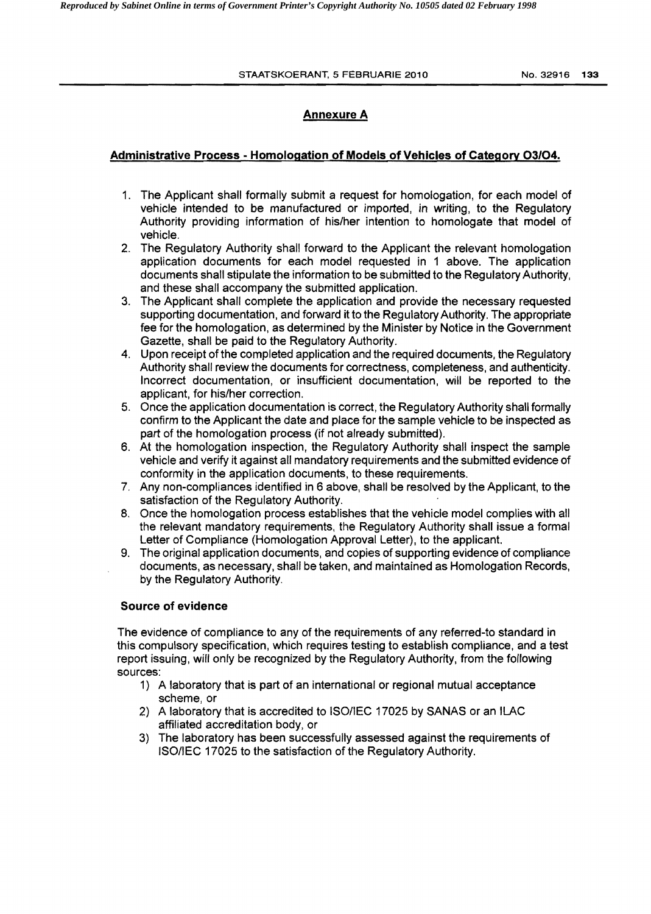## Annexure A

### Administrative Process - Homologation of Models of Vehicles of Category O3/O4.

1. The Applicant shall formally submit a request for homologation, for each model of vehicle intended to be manufactured or imported, in writing, to the Regulatory Authority providing information of his/her intention to homologate that model of vehicle.
2. The Regulatory Authority shall forward to the Applicant the relevant homologation application documents for each model requested in 1 above. The application documents shall stipulate the information to be submitted to the Regulatory Authority, and these shall accompany the submitted application.
3. The Applicant shall complete the application and provide the necessary requested supporting documentation, and forward it to the Regulatory Authority. The appropriate fee for the homologation, as determined by the Minister by Notice in the Government Gazette, shall be paid to the Regulatory Authority.
4. Upon receipt of the completed application and the required documents, the Regulatory Authority shall review the documents for correctness, completeness, and authenticity. Incorrect documentation, or insufficient documentation, will be reported to the applicant, for his/her correction.
5. Once the application documentation is correct, the Regulatory Authority shall formally confirm to the Applicant the date and place for the sample vehicle to be inspected as part of the homologation process (if not already submitted).
6. At the homologation inspection, the Regulatory Authority shall inspect the sample vehicle and verify it against all mandatory requirements and the submitted evidence of conformity in the application documents, to these requirements.
7. Any non-compliances identified in 6 above, shall be resolved by the Applicant, to the satisfaction of the Regulatory Authority.
8. Once the homologation process establishes that the vehicle model complies with all the relevant mandatory requirements, the Regulatory Authority shall issue a formal Letter of Compliance (Homologation Approval Letter), to the applicant.
9. The original application documents, and copies of supporting evidence of compliance documents, as necessary, shall be taken, and maintained as Homologation Records, by the Regulatory Authority.

**Source of evidence**

The evidence of compliance to any of the requirements of any referred-to standard in this compulsory specification, which requires testing to establish compliance, and a test report issuing, will only be recognized by the Regulatory Authority, from the following sources:

1) A laboratory that is part of an international or regional mutual acceptance scheme, or
2) A laboratory that is accredited to ISO/IEC 17025 by SANAS or an ILAC affiliated accreditation body, or
3) The laboratory has been successfully assessed against the requirements of ISO/IEC 17025 to the satisfaction of the Regulatory Authority.